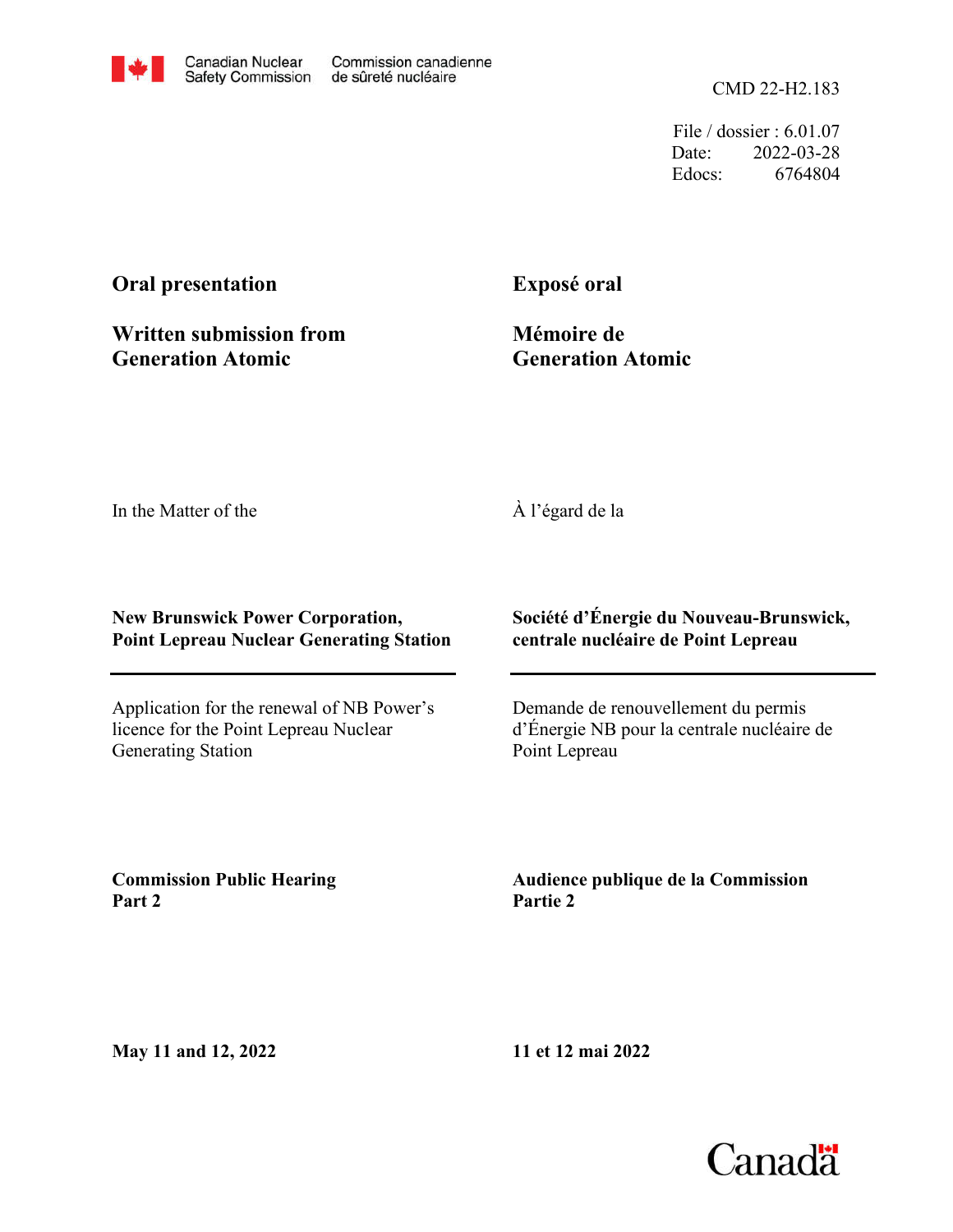Canadian Nuclear Safety Commission / Commission canadienne de sûreté nucléaire

CMD 22-H2.183

File / dossier : 6.01.07
Date: 2022-03-28
Edocs: 6764804

**Oral presentation**

**Written submission from Generation Atomic**

**Exposé oral**

**Mémoire de Generation Atomic**

In the Matter of the

À l'égard de la

**New Brunswick Power Corporation, Point Lepreau Nuclear Generating Station**

**Société d'Énergie du Nouveau-Brunswick, centrale nucléaire de Point Lepreau**

Application for the renewal of NB Power's licence for the Point Lepreau Nuclear Generating Station

Demande de renouvellement du permis d'Énergie NB pour la centrale nucléaire de Point Lepreau

**Commission Public Hearing Part 2**

**Audience publique de la Commission Partie 2**

**May 11 and 12, 2022**

**11 et 12 mai 2022**

Canada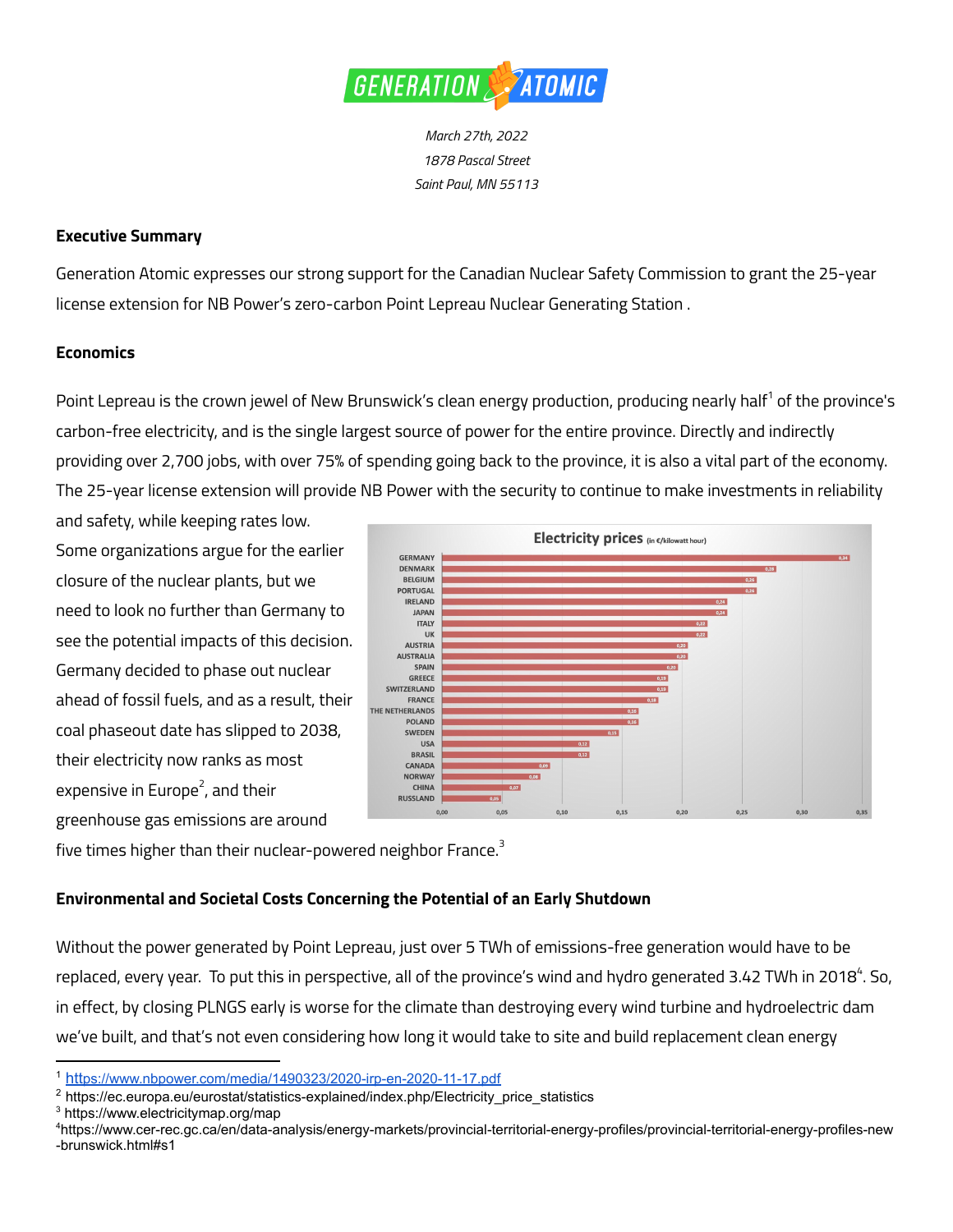March 27th, 2022

1878 Pascal Street

Saint Paul, MN 55113

**Executive Summary**

Generation Atomic expresses our strong support for the Canadian Nuclear Safety Commission to grant the 25-year license extension for NB Power's zero-carbon Point Lepreau Nuclear Generating Station .

**Economics**

Point Lepreau is the crown jewel of New Brunswick's clean energy production, producing nearly half[1] of the province's carbon-free electricity, and is the single largest source of power for the entire province. Directly and indirectly providing over 2,700 jobs, with over 75% of spending going back to the province, it is also a vital part of the economy. The 25-year license extension will provide NB Power with the security to continue to make investments in reliability and safety, while keeping rates low. Some organizations argue for the earlier closure of the nuclear plants, but we need to look no further than Germany to see the potential impacts of this decision. Germany decided to phase out nuclear ahead of fossil fuels, and as a result, their coal phaseout date has slipped to 2038, their electricity now ranks as most expensive in Europe[2], and their greenhouse gas emissions are around five times higher than their nuclear-powered neighbor France.[3]

**Environmental and Societal Costs Concerning the Potential of an Early Shutdown**

Without the power generated by Point Lepreau, just over 5 TWh of emissions-free generation would have to be replaced, every year. To put this in perspective, all of the province's wind and hydro generated 3.42 TWh in 2018[4]. So, in effect, by closing PLNGS early is worse for the climate than destroying every wind turbine and hydroelectric dam we've built, and that's not even considering how long it would take to site and build replacement clean energy

---

[1] https://www.nbpower.com/media/1490323/2020-irp-en-2020-11-17.pdf

[2] https://ec.europa.eu/eurostat/statistics-explained/index.php/Electricity_price_statistics

[3] https://www.electricitymap.org/map

[4] https://www.cer-rec.gc.ca/en/data-analysis/energy-markets/provincial-territorial-energy-profiles/provincial-territorial-energy-profiles-new-brunswick.html#s1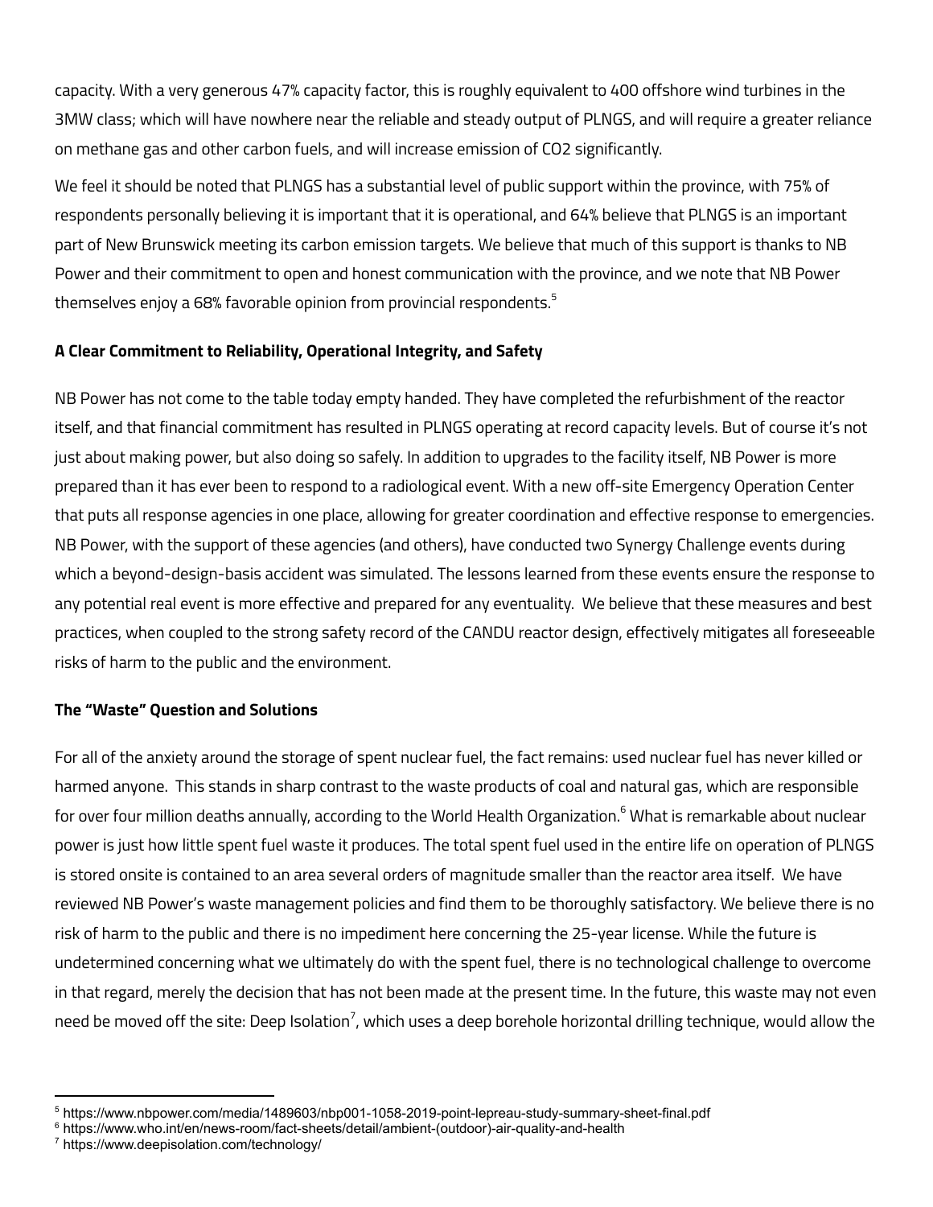capacity. With a very generous 47% capacity factor, this is roughly equivalent to 400 offshore wind turbines in the 3MW class; which will have nowhere near the reliable and steady output of PLNGS, and will require a greater reliance on methane gas and other carbon fuels, and will increase emission of $CO_2$ significantly.

We feel it should be noted that PLNGS has a substantial level of public support within the province, with 75% of respondents personally believing it is important that it is operational, and 64% believe that PLNGS is an important part of New Brunswick meeting its carbon emission targets. We believe that much of this support is thanks to NB Power and their commitment to open and honest communication with the province, and we note that NB Power themselves enjoy a 68% favorable opinion from provincial respondents.[5]

**A Clear Commitment to Reliability, Operational Integrity, and Safety**

NB Power has not come to the table today empty handed. They have completed the refurbishment of the reactor itself, and that financial commitment has resulted in PLNGS operating at record capacity levels. But of course it's not just about making power, but also doing so safely. In addition to upgrades to the facility itself, NB Power is more prepared than it has ever been to respond to a radiological event. With a new off-site Emergency Operation Center that puts all response agencies in one place, allowing for greater coordination and effective response to emergencies. NB Power, with the support of these agencies (and others), have conducted two Synergy Challenge events during which a beyond-design-basis accident was simulated. The lessons learned from these events ensure the response to any potential real event is more effective and prepared for any eventuality. We believe that these measures and best practices, when coupled to the strong safety record of the CANDU reactor design, effectively mitigates all foreseeable risks of harm to the public and the environment.

**The "Waste" Question and Solutions**

For all of the anxiety around the storage of spent nuclear fuel, the fact remains: used nuclear fuel has never killed or harmed anyone. This stands in sharp contrast to the waste products of coal and natural gas, which are responsible for over four million deaths annually, according to the World Health Organization.[6] What is remarkable about nuclear power is just how little spent fuel waste it produces. The total spent fuel used in the entire life on operation of PLNGS is stored onsite is contained to an area several orders of magnitude smaller than the reactor area itself. We have reviewed NB Power's waste management policies and find them to be thoroughly satisfactory. We believe there is no risk of harm to the public and there is no impediment here concerning the 25-year license. While the future is undetermined concerning what we ultimately do with the spent fuel, there is no technological challenge to overcome in that regard, merely the decision that has not been made at the present time. In the future, this waste may not even need be moved off the site: Deep Isolation[7], which uses a deep borehole horizontal drilling technique, would allow the

---

[5] https://www.nbpower.com/media/1489603/nbp001-1058-2019-point-lepreau-study-summary-sheet-final.pdf

[6] https://www.who.int/en/news-room/fact-sheets/detail/ambient-(outdoor)-air-quality-and-health

[7] https://www.deepisolation.com/technology/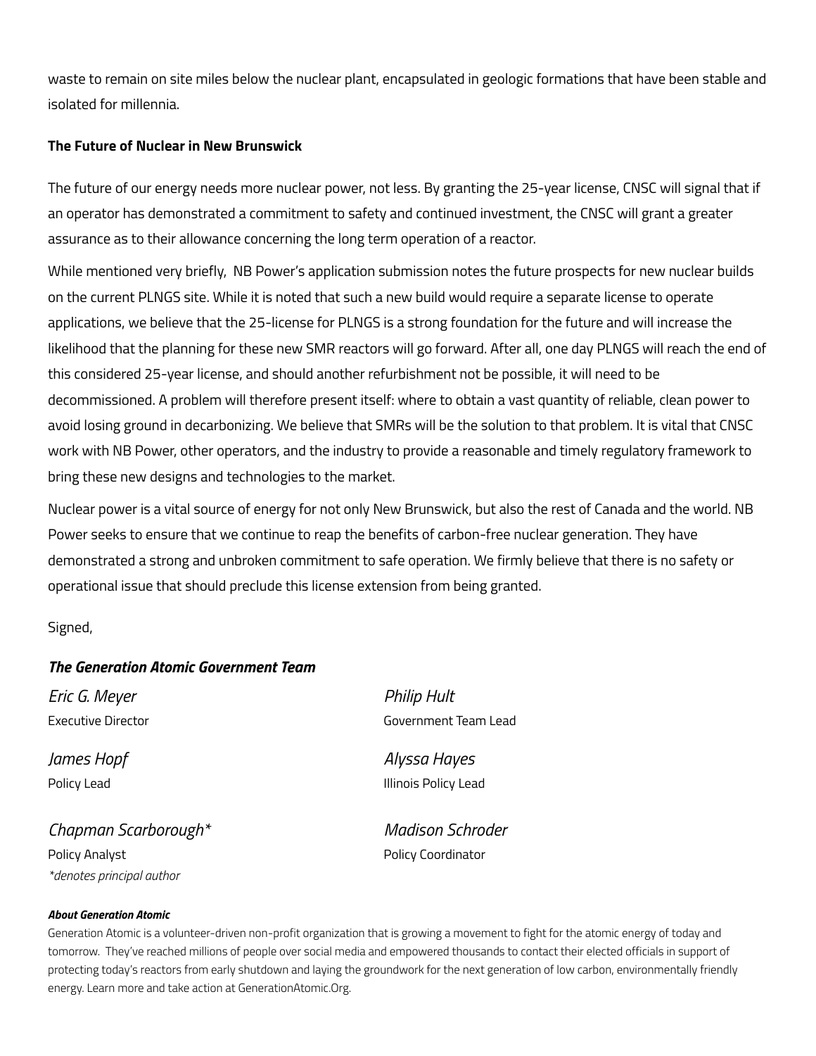waste to remain on site miles below the nuclear plant, encapsulated in geologic formations that have been stable and isolated for millennia.

**The Future of Nuclear in New Brunswick**

The future of our energy needs more nuclear power, not less. By granting the 25-year license, CNSC will signal that if an operator has demonstrated a commitment to safety and continued investment, the CNSC will grant a greater assurance as to their allowance concerning the long term operation of a reactor.

While mentioned very briefly, NB Power's application submission notes the future prospects for new nuclear builds on the current PLNGS site. While it is noted that such a new build would require a separate license to operate applications, we believe that the 25-license for PLNGS is a strong foundation for the future and will increase the likelihood that the planning for these new SMR reactors will go forward. After all, one day PLNGS will reach the end of this considered 25-year license, and should another refurbishment not be possible, it will need to be decommissioned. A problem will therefore present itself: where to obtain a vast quantity of reliable, clean power to avoid losing ground in decarbonizing. We believe that SMRs will be the solution to that problem. It is vital that CNSC work with NB Power, other operators, and the industry to provide a reasonable and timely regulatory framework to bring these new designs and technologies to the market.

Nuclear power is a vital source of energy for not only New Brunswick, but also the rest of Canada and the world. NB Power seeks to ensure that we continue to reap the benefits of carbon-free nuclear generation. They have demonstrated a strong and unbroken commitment to safe operation. We firmly believe that there is no safety or operational issue that should preclude this license extension from being granted.

Signed,

***The Generation Atomic Government Team***

*Eric G. Meyer*
Executive Director

*Philip Hult*
Government Team Lead

*James Hopf*
Policy Lead

*Alyssa Hayes*
Illinois Policy Lead

*Chapman Scarborough**
Policy Analyst

*Madison Schroder*
Policy Coordinator

*\*denotes principal author*

***About Generation Atomic***

Generation Atomic is a volunteer-driven non-profit organization that is growing a movement to fight for the atomic energy of today and tomorrow. They've reached millions of people over social media and empowered thousands to contact their elected officials in support of protecting today's reactors from early shutdown and laying the groundwork for the next generation of low carbon, environmentally friendly energy. Learn more and take action at GenerationAtomic.Org.